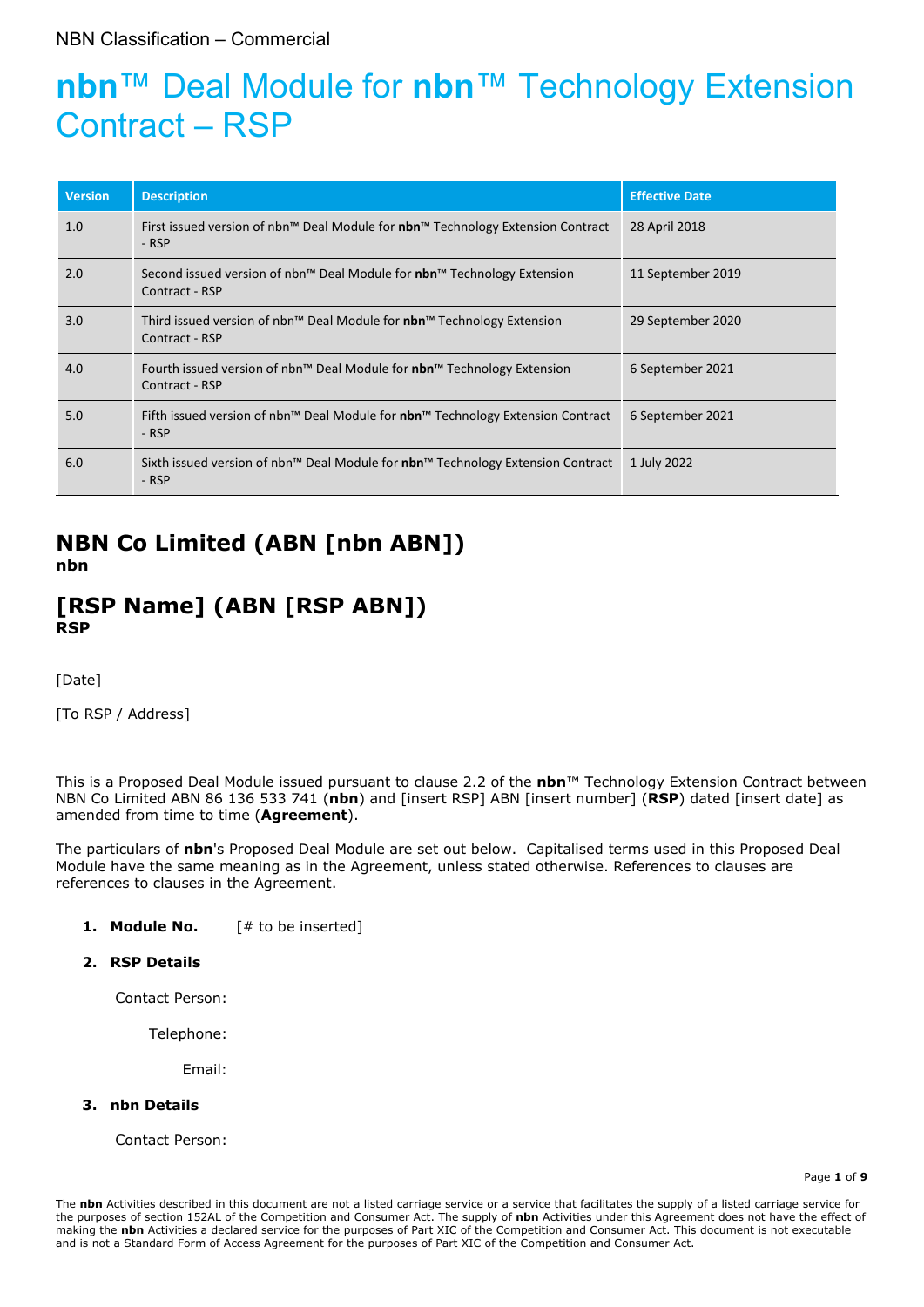NBN Classification – Commercial

# **nbn**™ Deal Module for **nbn**™ Technology Extension Contract – RSP

| Version | Description | Effective Date |
|---|---|---|
| 1.0 | First issued version of nbn™ Deal Module for **nbn**™ Technology Extension Contract - RSP | 28 April 2018 |
| 2.0 | Second issued version of nbn™ Deal Module for **nbn**™ Technology Extension Contract - RSP | 11 September 2019 |
| 3.0 | Third issued version of nbn™ Deal Module for **nbn**™ Technology Extension Contract - RSP | 29 September 2020 |
| 4.0 | Fourth issued version of nbn™ Deal Module for **nbn**™ Technology Extension Contract - RSP | 6 September 2021 |
| 5.0 | Fifth issued version of nbn™ Deal Module for **nbn**™ Technology Extension Contract - RSP | 6 September 2021 |
| 6.0 | Sixth issued version of nbn™ Deal Module for **nbn**™ Technology Extension Contract - RSP | 1 July 2022 |

## NBN Co Limited (ABN [nbn ABN])
**nbn**

## [RSP Name] (ABN [RSP ABN])
**RSP**

[Date]

[To RSP / Address]

This is a Proposed Deal Module issued pursuant to clause 2.2 of the **nbn**™ Technology Extension Contract between NBN Co Limited ABN 86 136 533 741 (**nbn**) and [insert RSP] ABN [insert number] (**RSP**) dated [insert date] as amended from time to time (**Agreement**).

The particulars of **nbn**'s Proposed Deal Module are set out below. Capitalised terms used in this Proposed Deal Module have the same meaning as in the Agreement, unless stated otherwise. References to clauses are references to clauses in the Agreement.

1. **Module No.** [# to be inserted]
2. **RSP Details**

   Contact Person:

   Telephone:

   Email:

3. **nbn Details**

   Contact Person:

The **nbn** Activities described in this document are not a listed carriage service or a service that facilitates the supply of a listed carriage service for the purposes of section 152AL of the Competition and Consumer Act. The supply of **nbn** Activities under this Agreement does not have the effect of making the **nbn** Activities a declared service for the purposes of Part XIC of the Competition and Consumer Act. This document is not executable and is not a Standard Form of Access Agreement for the purposes of Part XIC of the Competition and Consumer Act.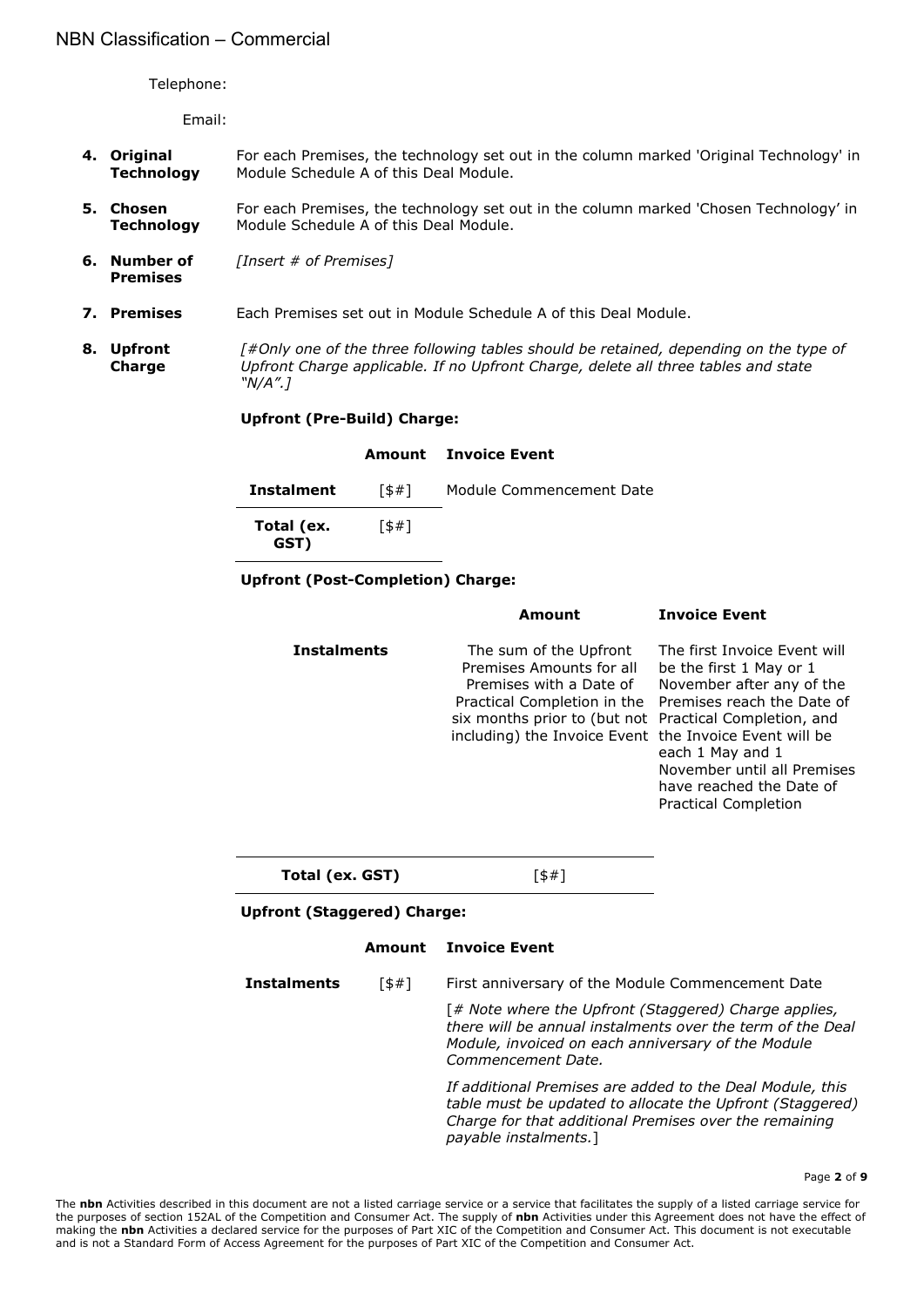Telephone:

Email:

4. **Original Technology** For each Premises, the technology set out in the column marked 'Original Technology' in Module Schedule A of this Deal Module.

5. **Chosen Technology** For each Premises, the technology set out in the column marked 'Chosen Technology' in Module Schedule A of this Deal Module.

6. **Number of Premises** *[Insert # of Premises]*

7. **Premises** Each Premises set out in Module Schedule A of this Deal Module.

8. **Upfront Charge** *[#Only one of the three following tables should be retained, depending on the type of Upfront Charge applicable. If no Upfront Charge, delete all three tables and state "N/A".]*

**Upfront (Pre-Build) Charge:**

| | **Amount** | **Invoice Event** |
|---|---|---|
| **Instalment** | [$#] | Module Commencement Date |
| **Total (ex. GST)** | [$#] | |

**Upfront (Post-Completion) Charge:**

| | **Amount** | **Invoice Event** |
|---|---|---|
| **Instalments** | The sum of the Upfront Premises Amounts for all Premises with a Date of Practical Completion in the six months prior to (but not including) the Invoice Event | The first Invoice Event will be the first 1 May or 1 November after any of the Premises reach the Date of Practical Completion, and the Invoice Event will be each 1 May and 1 November until all Premises have reached the Date of Practical Completion |
| **Total (ex. GST)** | [$#] | |

**Upfront (Staggered) Charge:**

| | **Amount** | **Invoice Event** |
|---|---|---|
| **Instalments** | [$#] | First anniversary of the Module Commencement Date<br><br>[*# Note where the Upfront (Staggered) Charge applies, there will be annual instalments over the term of the Deal Module, invoiced on each anniversary of the Module Commencement Date.*<br><br>*If additional Premises are added to the Deal Module, this table must be updated to allocate the Upfront (Staggered) Charge for that additional Premises over the remaining payable instalments.*] |

The **nbn** Activities described in this document are not a listed carriage service or a service that facilitates the supply of a listed carriage service for the purposes of section 152AL of the Competition and Consumer Act. The supply of **nbn** Activities under this Agreement does not have the effect of making the **nbn** Activities a declared service for the purposes of Part XIC of the Competition and Consumer Act. This document is not executable and is not a Standard Form of Access Agreement for the purposes of Part XIC of the Competition and Consumer Act.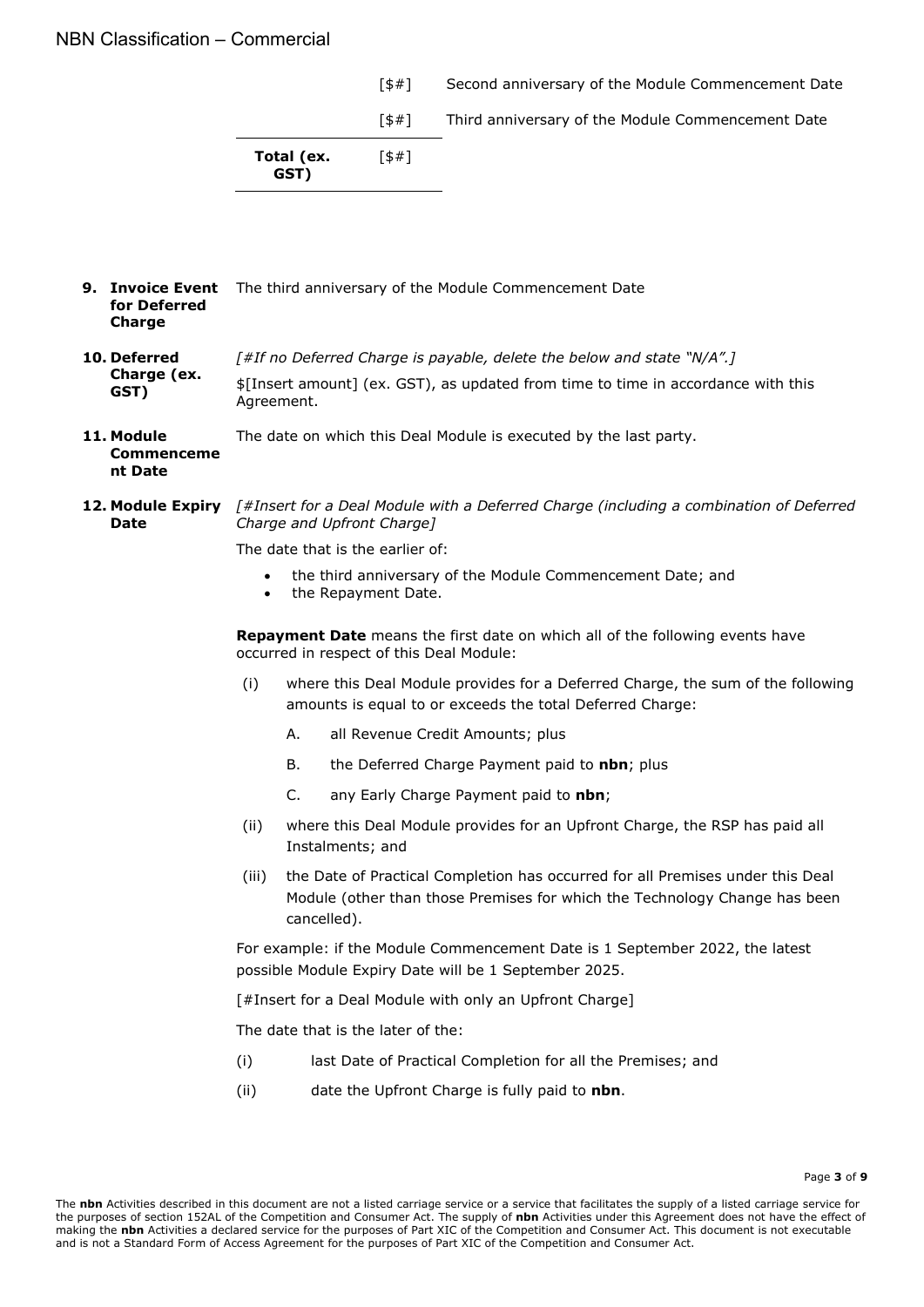| | | |
|---|---|---|
| | [$#] | Second anniversary of the Module Commencement Date |
| | [$#] | Third anniversary of the Module Commencement Date |
| **Total (ex. GST)** | [$#] | |

| | |
|---|---|
| **9. Invoice Event for Deferred Charge** | The third anniversary of the Module Commencement Date |
| **10. Deferred Charge (ex. GST)** | *[#If no Deferred Charge is payable, delete the below and state "N/A".]*<br><br>$[Insert amount] (ex. GST), as updated from time to time in accordance with this Agreement. |
| **11. Module Commencement Date** | The date on which this Deal Module is executed by the last party. |
| **12. Module Expiry Date** | *[#Insert for a Deal Module with a Deferred Charge (including a combination of Deferred Charge and Upfront Charge]* |

The date that is the earlier of:

- the third anniversary of the Module Commencement Date; and
- the Repayment Date.

**Repayment Date** means the first date on which all of the following events have occurred in respect of this Deal Module:

(i) where this Deal Module provides for a Deferred Charge, the sum of the following amounts is equal to or exceeds the total Deferred Charge:

A. all Revenue Credit Amounts; plus

B. the Deferred Charge Payment paid to **nbn**; plus

C. any Early Charge Payment paid to **nbn**;

(ii) where this Deal Module provides for an Upfront Charge, the RSP has paid all Instalments; and

(iii) the Date of Practical Completion has occurred for all Premises under this Deal Module (other than those Premises for which the Technology Change has been cancelled).

For example: if the Module Commencement Date is 1 September 2022, the latest possible Module Expiry Date will be 1 September 2025.

[#Insert for a Deal Module with only an Upfront Charge]

The date that is the later of the:

(i) last Date of Practical Completion for all the Premises; and

(ii) date the Upfront Charge is fully paid to **nbn**.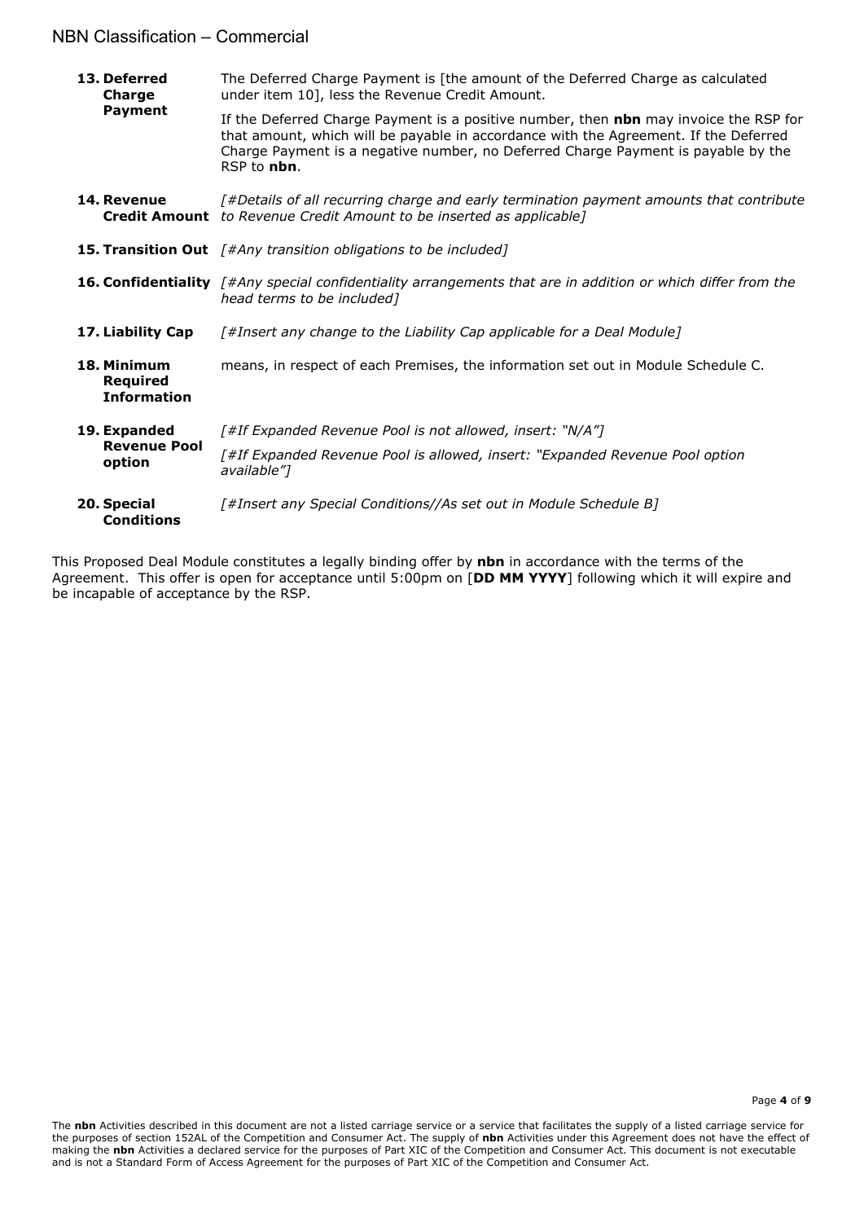| | |
|---|---|
| **13. Deferred Charge Payment** | The Deferred Charge Payment is [the amount of the Deferred Charge as calculated under item 10], less the Revenue Credit Amount.<br><br>If the Deferred Charge Payment is a positive number, then **nbn** may invoice the RSP for that amount, which will be payable in accordance with the Agreement. If the Deferred Charge Payment is a negative number, no Deferred Charge Payment is payable by the RSP to **nbn**. |
| **14. Revenue Credit Amount** | *[#Details of all recurring charge and early termination payment amounts that contribute to Revenue Credit Amount to be inserted as applicable]* |
| **15. Transition Out** | *[#Any transition obligations to be included]* |
| **16. Confidentiality** | *[#Any special confidentiality arrangements that are in addition or which differ from the head terms to be included]* |
| **17. Liability Cap** | *[#Insert any change to the Liability Cap applicable for a Deal Module]* |
| **18. Minimum Required Information** | means, in respect of each Premises, the information set out in Module Schedule C. |
| **19. Expanded Revenue Pool option** | *[#If Expanded Revenue Pool is not allowed, insert: "N/A"]*<br><br>*[#If Expanded Revenue Pool is allowed, insert: "Expanded Revenue Pool option available"]* |
| **20. Special Conditions** | *[#Insert any Special Conditions//As set out in Module Schedule B]* |

This Proposed Deal Module constitutes a legally binding offer by **nbn** in accordance with the terms of the Agreement. This offer is open for acceptance until 5:00pm on [**DD MM YYYY**] following which it will expire and be incapable of acceptance by the RSP.

The **nbn** Activities described in this document are not a listed carriage service or a service that facilitates the supply of a listed carriage service for the purposes of section 152AL of the Competition and Consumer Act. The supply of **nbn** Activities under this Agreement does not have the effect of making the **nbn** Activities a declared service for the purposes of Part XIC of the Competition and Consumer Act. This document is not executable and is not a Standard Form of Access Agreement for the purposes of Part XIC of the Competition and Consumer Act.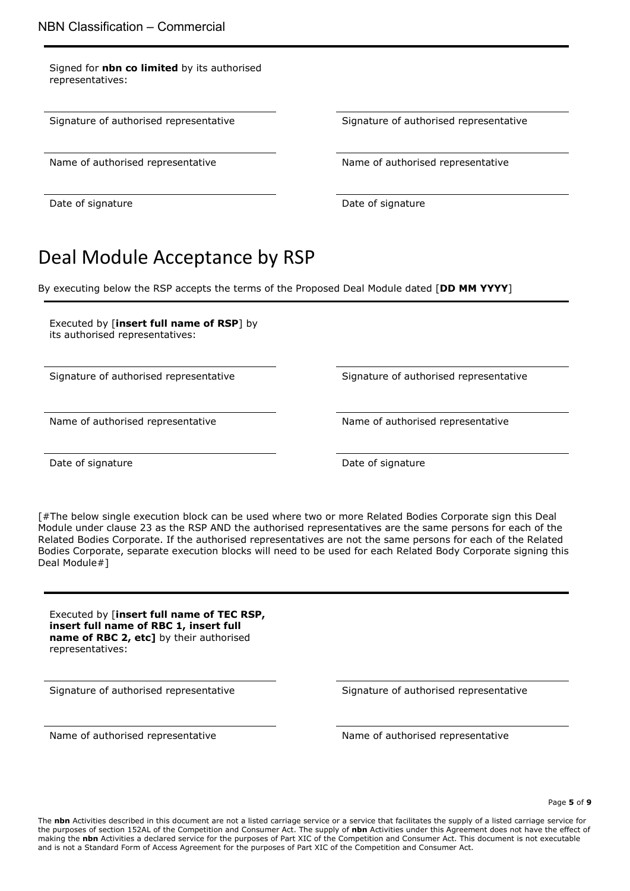Signed for **nbn co limited** by its authorised representatives:

| | |
|---|---|
| Signature of authorised representative | Signature of authorised representative |
| Name of authorised representative | Name of authorised representative |
| Date of signature | Date of signature |

# Deal Module Acceptance by RSP

By executing below the RSP accepts the terms of the Proposed Deal Module dated [**DD MM YYYY**]

Executed by [**insert full name of RSP**] by its authorised representatives:

| | |
|---|---|
| Signature of authorised representative | Signature of authorised representative |
| Name of authorised representative | Name of authorised representative |
| Date of signature | Date of signature |

[#The below single execution block can be used where two or more Related Bodies Corporate sign this Deal Module under clause 23 as the RSP AND the authorised representatives are the same persons for each of the Related Bodies Corporate. If the authorised representatives are not the same persons for each of the Related Bodies Corporate, separate execution blocks will need to be used for each Related Body Corporate signing this Deal Module#]

Executed by [**insert full name of TEC RSP, insert full name of RBC 1, insert full name of RBC 2, etc]** by their authorised representatives:

| | |
|---|---|
| Signature of authorised representative | Signature of authorised representative |
| Name of authorised representative | Name of authorised representative |

The **nbn** Activities described in this document are not a listed carriage service or a service that facilitates the supply of a listed carriage service for the purposes of section 152AL of the Competition and Consumer Act. The supply of **nbn** Activities under this Agreement does not have the effect of making the **nbn** Activities a declared service for the purposes of Part XIC of the Competition and Consumer Act. This document is not executable and is not a Standard Form of Access Agreement for the purposes of Part XIC of the Competition and Consumer Act.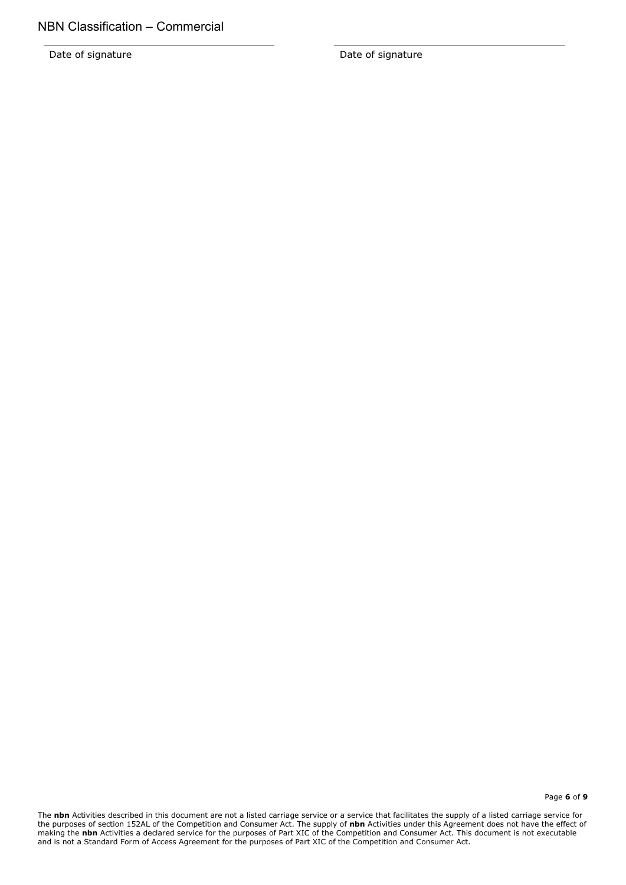| | |
|---|---|
| Date of signature | Date of signature |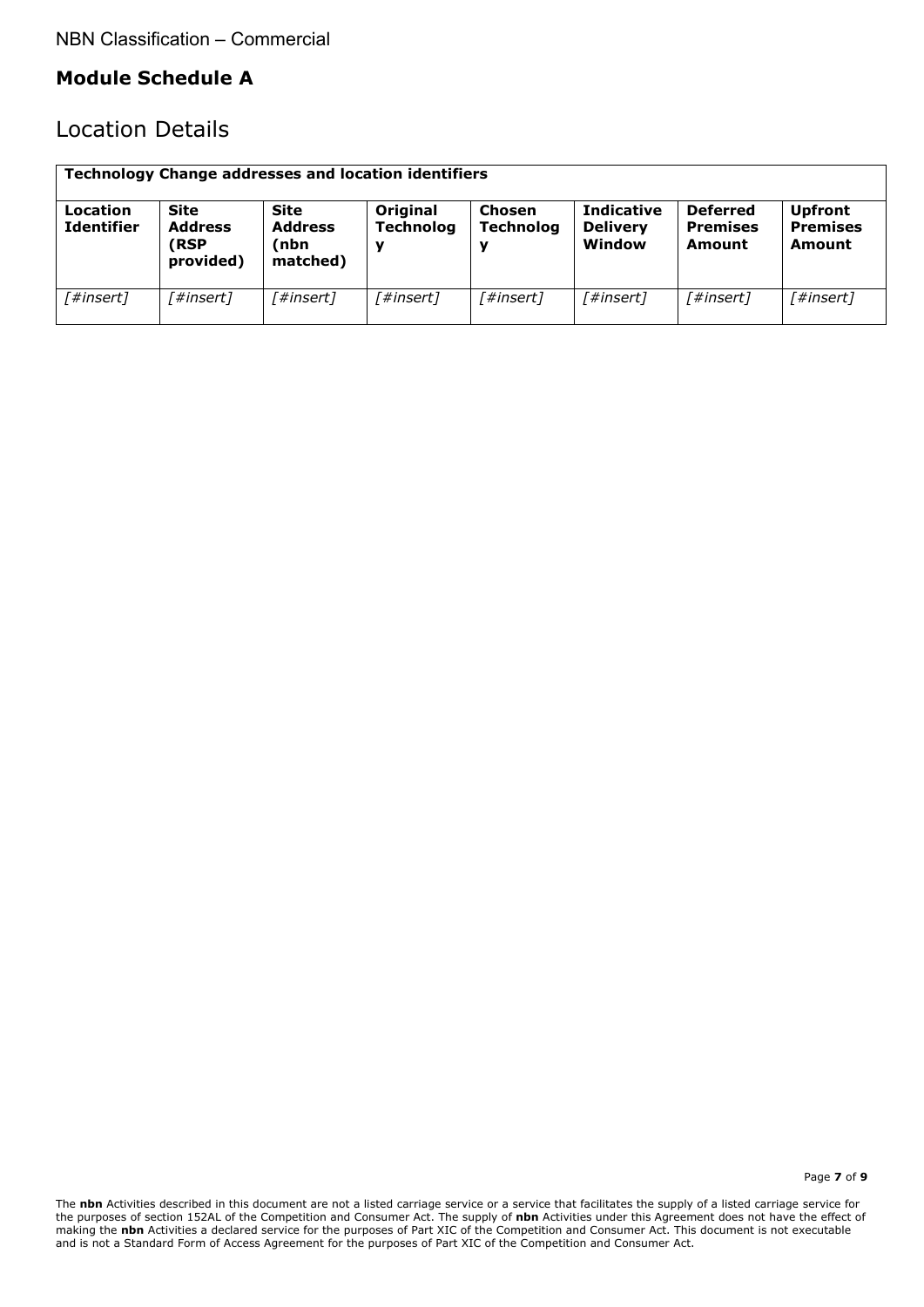## Module Schedule A

# Location Details

| Technology Change addresses and location identifiers | | | | | | | |
|---|---|---|---|---|---|---|---|
| **Location Identifier** | **Site Address (RSP provided)** | **Site Address (nbn matched)** | **Original Technology** | **Chosen Technology** | **Indicative Delivery Window** | **Deferred Premises Amount** | **Upfront Premises Amount** |
| *[#insert]* | *[#insert]* | *[#insert]* | *[#insert]* | *[#insert]* | *[#insert]* | *[#insert]* | *[#insert]* |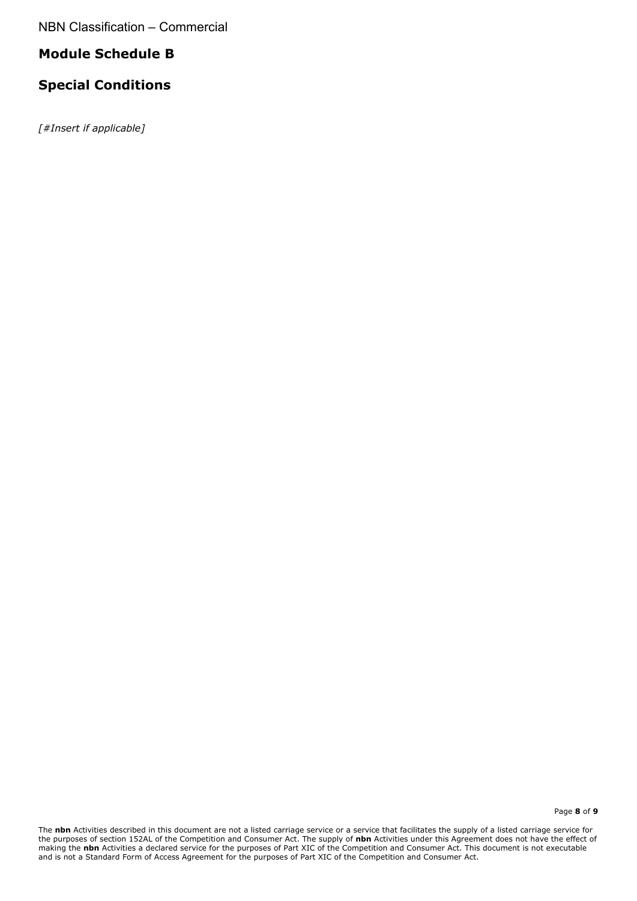# Module Schedule B

# Special Conditions

*[#Insert if applicable]*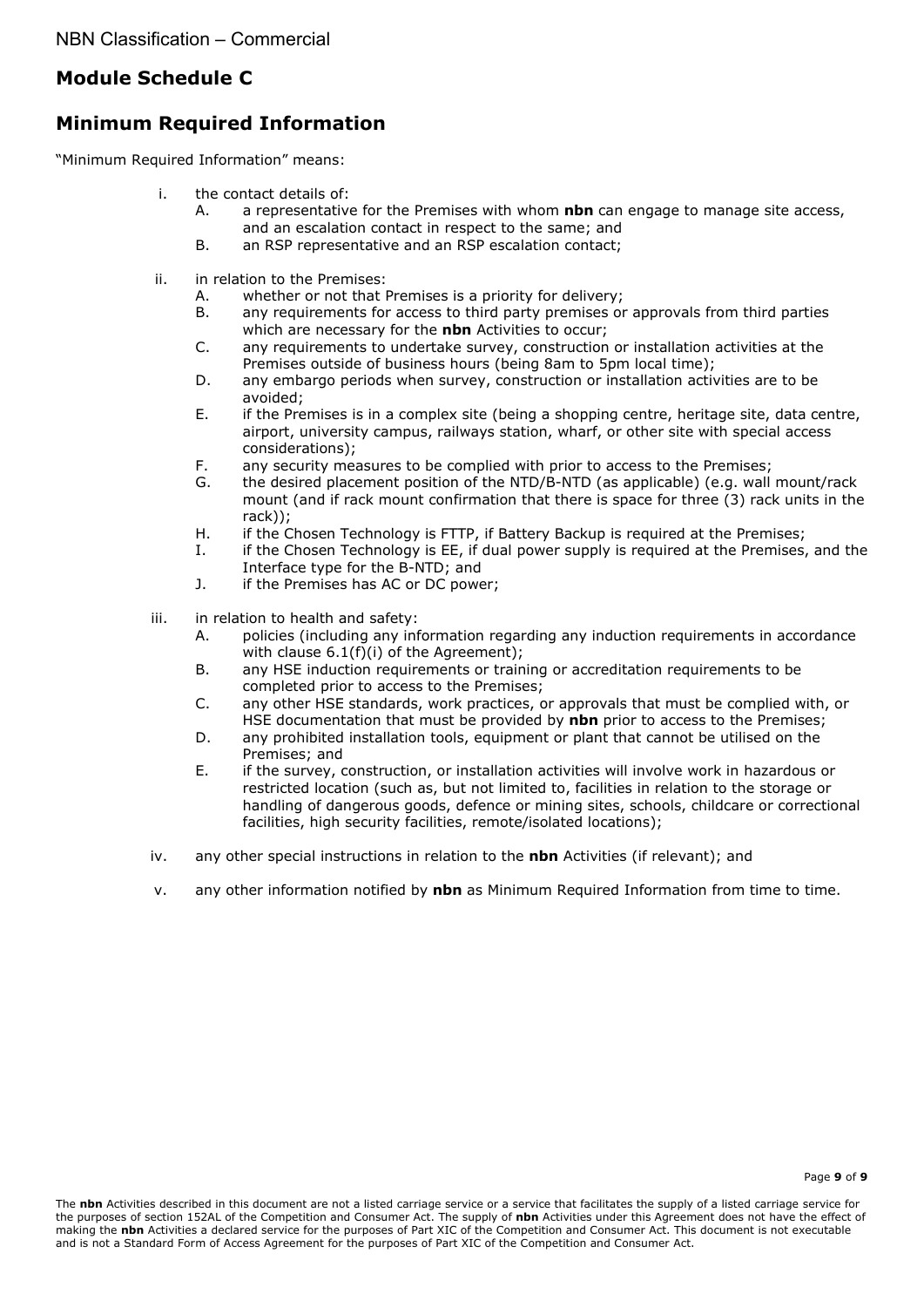## Module Schedule C

## Minimum Required Information

"Minimum Required Information" means:

i. the contact details of:
   A. a representative for the Premises with whom **nbn** can engage to manage site access, and an escalation contact in respect to the same; and
   B. an RSP representative and an RSP escalation contact;

ii. in relation to the Premises:
   A. whether or not that Premises is a priority for delivery;
   B. any requirements for access to third party premises or approvals from third parties which are necessary for the **nbn** Activities to occur;
   C. any requirements to undertake survey, construction or installation activities at the Premises outside of business hours (being 8am to 5pm local time);
   D. any embargo periods when survey, construction or installation activities are to be avoided;
   E. if the Premises is in a complex site (being a shopping centre, heritage site, data centre, airport, university campus, railways station, wharf, or other site with special access considerations);
   F. any security measures to be complied with prior to access to the Premises;
   G. the desired placement position of the NTD/B-NTD (as applicable) (e.g. wall mount/rack mount (and if rack mount confirmation that there is space for three (3) rack units in the rack));
   H. if the Chosen Technology is FTTP, if Battery Backup is required at the Premises;
   I. if the Chosen Technology is EE, if dual power supply is required at the Premises, and the Interface type for the B-NTD; and
   J. if the Premises has AC or DC power;

iii. in relation to health and safety:
   A. policies (including any information regarding any induction requirements in accordance with clause 6.1(f)(i) of the Agreement);
   B. any HSE induction requirements or training or accreditation requirements to be completed prior to access to the Premises;
   C. any other HSE standards, work practices, or approvals that must be complied with, or HSE documentation that must be provided by **nbn** prior to access to the Premises;
   D. any prohibited installation tools, equipment or plant that cannot be utilised on the Premises; and
   E. if the survey, construction, or installation activities will involve work in hazardous or restricted location (such as, but not limited to, facilities in relation to the storage or handling of dangerous goods, defence or mining sites, schools, childcare or correctional facilities, high security facilities, remote/isolated locations);

iv. any other special instructions in relation to the **nbn** Activities (if relevant); and

v. any other information notified by **nbn** as Minimum Required Information from time to time.